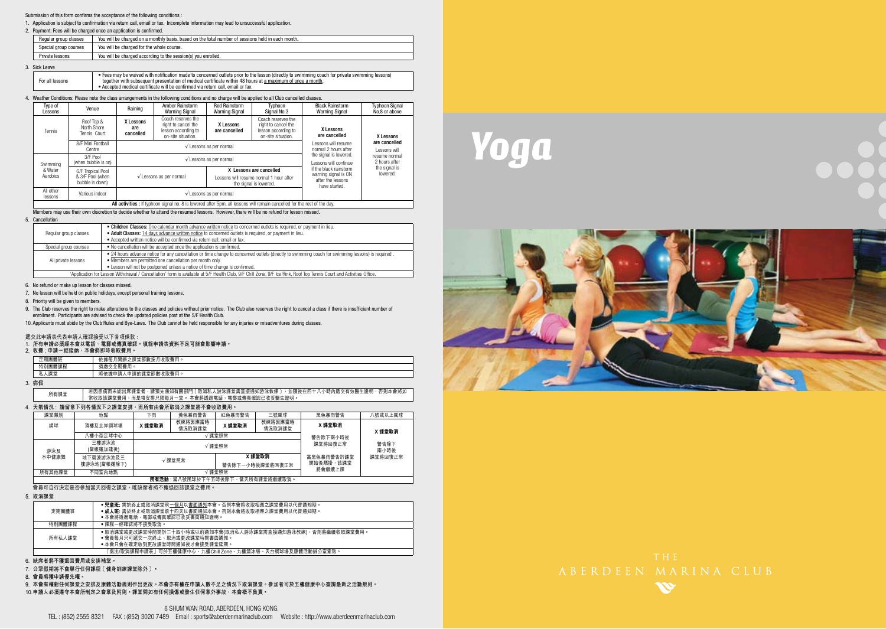Submission of this form confirms the acceptance of the following conditions :

1. Application is subject to confirmation via return call, email or fax. Incomplete information may lead to unsuccessful application.
2. Payment: Fees will be charged once an application is confirmed.

| Regular group classes | You will be charged on a monthly basis, based on the total number of sessions held in each month. |
|---|---|
| Special group courses | You will be charged for the whole course. |
| Private lessons | You will be charged according to the session(s) you enrolled. |

3. Sick Leave

| For all lessons | • Fees may be waived with notification made to concerned outlets prior to the lesson (directly to swimming coach for private swimming lessons) together with subsequent presentation of medical certificate within 48 hours at a maximum of once a month.<br>• Accepted medical certificate will be confirmed via return call, email or fax. |
|---|---|

4. Weather Conditions: Please note the class arrangements in the following conditions and no charge will be applied to all Club cancelled classes.

| Type of Lessons | Venue | Raining | Amber Rainstorm Warning Signal | Red Rainstorm Warning Signal | Typhoon Signal No.3 | Black Rainstorm Warning Signal | Typhoon Signal No.8 or above |
|---|---|---|---|---|---|---|---|
| Tennis | Roof Top & North Shore Tennis Court | **X Lessons are cancelled** | Coach reserves the right to cancel the lesson according to on-site situation. | **X Lessons are cancelled** | Coach reserves the right to cancel the lesson according to on-site situation. | **X Lessons are cancelled** | **X Lessons are cancelled** Lessons will resume normal 2 hours after the signal is lowered. |
| | 8/F Mini Football Centre | √ Lessons as per normal | | | | Lessons will resume normal 2 hours after the signal is lowered. | |
| Swimming & Water Aerobics | 3/F Pool (when bubble is on) | √ Lessons as per normal | | | | Lessons will continue if the black rainstorm warning signal is ON after the lessons have started. | |
| | G/F Tropical Pool & 3/F Pool (when bubble is down) | √ Lessons as per normal | | X Lessons are cancelled Lessons will resume normal 1 hour after the signal is lowered. | | | |
| All other lessons | Various indoor | √ Lessons as per normal | | | | | |
| **All activities :** If typhoon signal no. 8 is lowered after 5pm, all lessons will remain cancelled for the rest of the day. | | | | | | | |

Members may use their own discretion to decide whether to attend the resumed lessons. However, there will be no refund for lesson missed.

5. Cancellation

| Regular group classes | • **Children Classes:** One calendar month advance written notice to concerned outlets is required, or payment in lieu.<br>• **Adult Classes:** 14 days advance written notice to concerned outlets is required, or payment in lieu.<br>• Accepted written notice will be confirmed via return call, email or fax. |
|---|---|
| Special group courses | • No cancellation will be accepted once the application is confirmed. |
| All private lessons | • 24 hours advance notice for any cancellation or time change to concerned outlets (directly to swimming coach for swimming lessons) is required .<br>• Members are permitted one cancellation per month only.<br>• Lesson will not be postponed unless a notice of time change is confirmed. |
| 'Application for Lesson Withdrawal / Cancellation' form is available at 5/F Health Club, 9/F Chill Zone, 9/F Ice Rink, Roof Top Tennis Court and Activities Office. | |

6. No refund or make up lesson for classes missed.
7. No lesson will be held on public holidays, except personal training lessons.
8. Priority will be given to members.
9. The Club reserves the right to make alterations to the classes and policies without prior notice. The Club also reserves the right to cancel a class if there is insufficient number of enrollment. Participants are advised to check the updated policies post at the 5/F Health Club.
10. Applicants must abide by the Club Rules and Bye-Laws. The Club cannot be held responsible for any injuries or misadventures during classes.

遞交此申請表代表申請人確認接受以下各項條款：

1. **所有申請必須經本會以電話、電郵或傳真確認。填報申請表資料不足可能會影響申請。**
2. **收費：申請一經接納，本會將即時收取費用。**

| 定期團體班 | 依據每月開辦之課堂節數按月收取費用。 |
|---|---|
| 特別團體課程 | 須繳交全期費用。 |
| 私人課堂 | 將依據申請人申請的課堂節數收取費用。 |

3. **病假**

| 所有課堂 | 若因患病而未能出席課堂者，請預先通知有關部門〔取消私人游泳課堂需直接通知游泳教練〕，並隨後在四十八小時內遞交有效醫生證明，否則本會將如常收取該課堂費用，而是項安排只限每月一堂。本會將透過電話、電郵或傳真確認已收妥醫生證明。 |
|---|---|

4. **天氣情況：請留意下列各情況下之課堂安排，而所有由會所取消之課堂將不會收取費用。**

| 課堂類別 | 地點 | 下雨 | 黃色暴雨警告 | 紅色暴雨警告 | 三號風球 | 黑色暴雨警告 | 八號或以上風球 |
|---|---|---|---|---|---|---|---|
| 網球 | 頂樓及北岸網球場 | **X 課堂取消** | 教練將因應當時情況取消課堂 | **X 課堂取消** | 教練將因應當時情況取消課堂 | **X 課堂取消** | **X 課堂取消** 警告除下兩小時後課堂將回復正常 |
| | 八樓小型足球中心 | √ 課堂照常 | | | | 警告除下兩小時後課堂將回復正常 | |
| 游泳及水中健康舞 | 三樓游泳池(當帳篷加建後) | √ 課堂照常 | | | | 當黑色暴雨警告於課堂開始後懸掛，該課堂將會繼續上課 | |
| | 地下碧波游泳池及三樓游泳池(當帳篷除下) | √ 課堂照常 | | **X 課堂取消** 警告除下一小時後課堂將回復正常 | | | |
| 所有其他課堂 | 不同室內地點 | √ 課堂照常 | | | | | |
| **所有活動**：當八號風球於下午五時後除下，當天所有課堂將繼續取消。 | | | | | | | |

會員可自行決定是否參加當天回復之課堂，唯缺席者將不獲退回該課堂之費用。

5. **取消課堂**

| 定期團體班 | • **兒童班:** 需於終止或取消課堂前一個月以書面通知本會。否則本會將收取相應之課堂費用以代替通知期。<br>• **成人班:** 需於終止或取消課堂前十四天以書面通知本會。否則本會將收取相應之課堂費用以代替通知期。<br>• 本會將透過電話、電郵或傳真確認已收妥書面通知證明。 |
|---|---|
| 特別團體課程 | • 課程一經確認將不接受取消。 |
| 所有私人課堂 | • 取消課堂或更改課堂時間需於二十四小時或以前通知本會(取消私人游泳課堂需直接通知游泳教練)，否則將繼續收取課堂費用。<br>• 會員每月只可遞交一次終止、取消或更改課堂時間書面通知。<br>• 本會只會在確定收到更改課堂時間通知後才會接受課堂延期。 |
| 「退出/取消課程申請表」可於五樓健康中心、九樓Chill Zone、九樓溜冰場、天台網球場及康體活動辦公室索取。 | |

6. 缺席者將不獲退回費用或安排補堂。
7. 公眾假期將不會舉行任何課程〔健身訓練課堂除外〕。
8. 會員將獲申請優先權。
9. 本會有權對任何課堂之安排及康體活動規則作出更改。本會亦有權在申請人數不足之情況下取消課堂。參加者可於五樓健康中心查詢最新之活動規則。
10. 申請人必須遵守本會所制定之會章及附則。課堂間如有任何損傷或發生任何意外事故，本會概不負責。

8 SHUM WAN ROAD, ABERDEEN, HONG KONG.

TEL : (852) 2555 8321 FAX : (852) 3020 7489 Email : sports@aberdenmarinaclub.com Website : http://www.aberdeenmarinaclub.com

# Yoga

THE ABERDEEN MARINA CLUB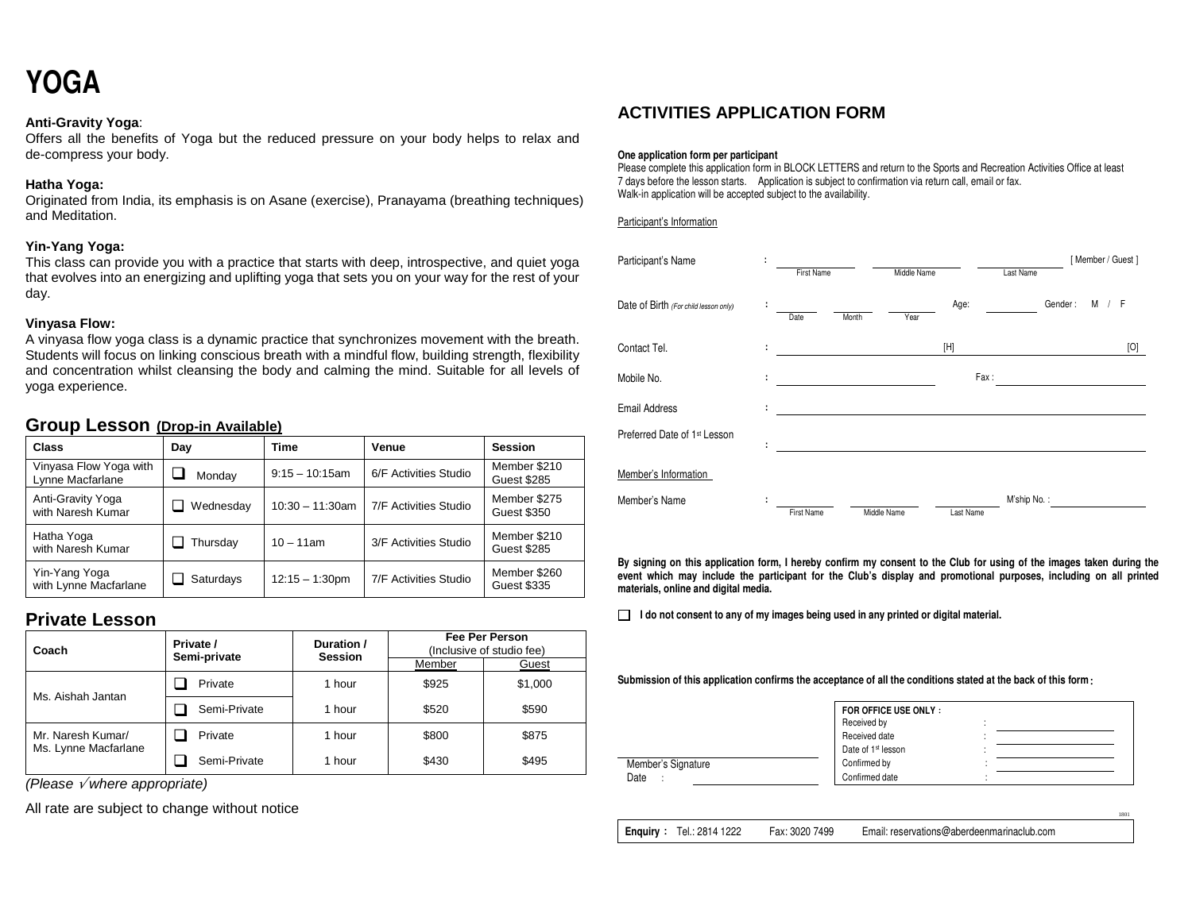# YOGA

**Anti-Gravity Yoga**:
Offers all the benefits of Yoga but the reduced pressure on your body helps to relax and de-compress your body.

**Hatha Yoga:**
Originated from India, its emphasis is on Asane (exercise), Pranayama (breathing techniques) and Meditation.

**Yin-Yang Yoga:**
This class can provide you with a practice that starts with deep, introspective, and quiet yoga that evolves into an energizing and uplifting yoga that sets you on your way for the rest of your day.

**Vinyasa Flow:**
A vinyasa flow yoga class is a dynamic practice that synchronizes movement with the breath. Students will focus on linking conscious breath with a mindful flow, building strength, flexibility and concentration whilst cleansing the body and calming the mind. Suitable for all levels of yoga experience.

## Group Lesson (Drop-in Available)

| Class | Day | Time | Venue | Session |
|---|---|---|---|---|
| Vinyasa Flow Yoga with Lynne Macfarlane | ☐ Monday | 9:15 – 10:15am | 6/F Activities Studio | Member $210 Guest $285 |
| Anti-Gravity Yoga with Naresh Kumar | ☐ Wednesday | 10:30 – 11:30am | 7/F Activities Studio | Member $275 Guest $350 |
| Hatha Yoga with Naresh Kumar | ☐ Thursday | 10 – 11am | 3/F Activities Studio | Member $210 Guest $285 |
| Yin-Yang Yoga with Lynne Macfarlane | ☐ Saturdays | 12:15 – 1:30pm | 7/F Activities Studio | Member $260 Guest $335 |

## Private Lesson

| Coach | Private / Semi-private | Duration / Session | Fee Per Person (Inclusive of studio fee) | |
|---|---|---|---|---|
| | | | Member | Guest |
| Ms. Aishah Jantan | ☐ Private | 1 hour | $925 | $1,000 |
| | ☐ Semi-Private | 1 hour | $520 | $590 |
| Mr. Naresh Kumar/ Ms. Lynne Macfarlane | ☐ Private | 1 hour | $800 | $875 |
| | ☐ Semi-Private | 1 hour | $430 | $495 |

*(Please ✓ where appropriate)*

All rate are subject to change without notice

## ACTIVITIES APPLICATION FORM

**One application form per participant**
Please complete this application form in BLOCK LETTERS and return to the Sports and Recreation Activities Office at least 7 days before the lesson starts. Application is subject to confirmation via return call, email or fax.
Walk-in application will be accepted subject to the availability.

Participant's Information

Participant's Name : ______ First Name ______ Middle Name ______ Last Name [ Member / Guest ]

Date of Birth *(For child lesson only)* : ______ Date ______ Month ______ Year Age: ______ Gender : M / F

Contact Tel. : ______ [H] ______ [O]

Mobile No. : ______ Fax : ______

Email Address : ______

Preferred Date of 1st Lesson : ______

Member's Information

Member's Name : ______ First Name ______ Middle Name ______ Last Name M'ship No. : ______

**By signing on this application form, I hereby confirm my consent to the Club for using of the images taken during the event which may include the participant for the Club's display and promotional purposes, including on all printed materials, online and digital media.**

☐ **I do not consent to any of my images being used in any printed or digital material.**

**Submission of this application confirms the acceptance of all the conditions stated at the back of this form :**

Member's Signature ______
Date : ______

**FOR OFFICE USE ONLY :**
Received by : ______
Received date : ______
Date of 1st lesson : ______
Confirmed by : ______
Confirmed date : ______

1801

**Enquiry :** Tel.: 2814 1222 Fax: 3020 7499 Email: reservations@aberdeenmarinaclub.com